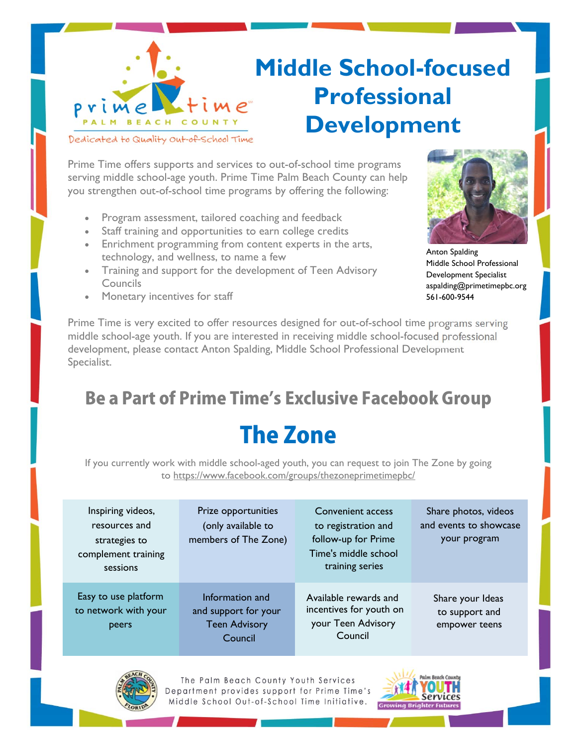prime time

PALM BEACH COUNTY

Dedicated to Quality Out-of-School Time

# Middle School-focused Professional Development

Prime Time offers supports and services to out-of-school time programs serving middle school-age youth. Prime Time Palm Beach County can help you strengthen out-of-school time programs by offering the following:

- Program assessment, tailored coaching and feedback
- Staff training and opportunities to earn college credits
- Enrichment programming from content experts in the arts, technology, and wellness, to name a few
- Training and support for the development of Teen Advisory Councils
- Monetary incentives for staff

Anton Spalding
Middle School Professional Development Specialist
aspalding@primetimepbc.org
561-600-9544

Prime Time is very excited to offer resources designed for out-of-school time programs serving middle school-age youth. If you are interested in receiving middle school-focused professional development, please contact Anton Spalding, Middle School Professional Development Specialist.

## Be a Part of Prime Time's Exclusive Facebook Group

# The Zone

If you currently work with middle school-aged youth, you can request to join The Zone by going to https://www.facebook.com/groups/thezoneprimetimepbc/

| | | | |
|---|---|---|---|
| Inspiring videos, resources and strategies to complement training sessions | Prize opportunities (only available to members of The Zone) | Convenient access to registration and follow-up for Prime Time's middle school training series | Share photos, videos and events to showcase your program |
| Easy to use platform to network with your peers | Information and and support for your Teen Advisory Council | Available rewards and incentives for youth on your Teen Advisory Council | Share your Ideas to support and empower teens |

The Palm Beach County Youth Services Department provides support for Prime Time's Middle School Out-of-School Time Initiative.

Palm Beach County YOUTH Services
Growing Brighter Futures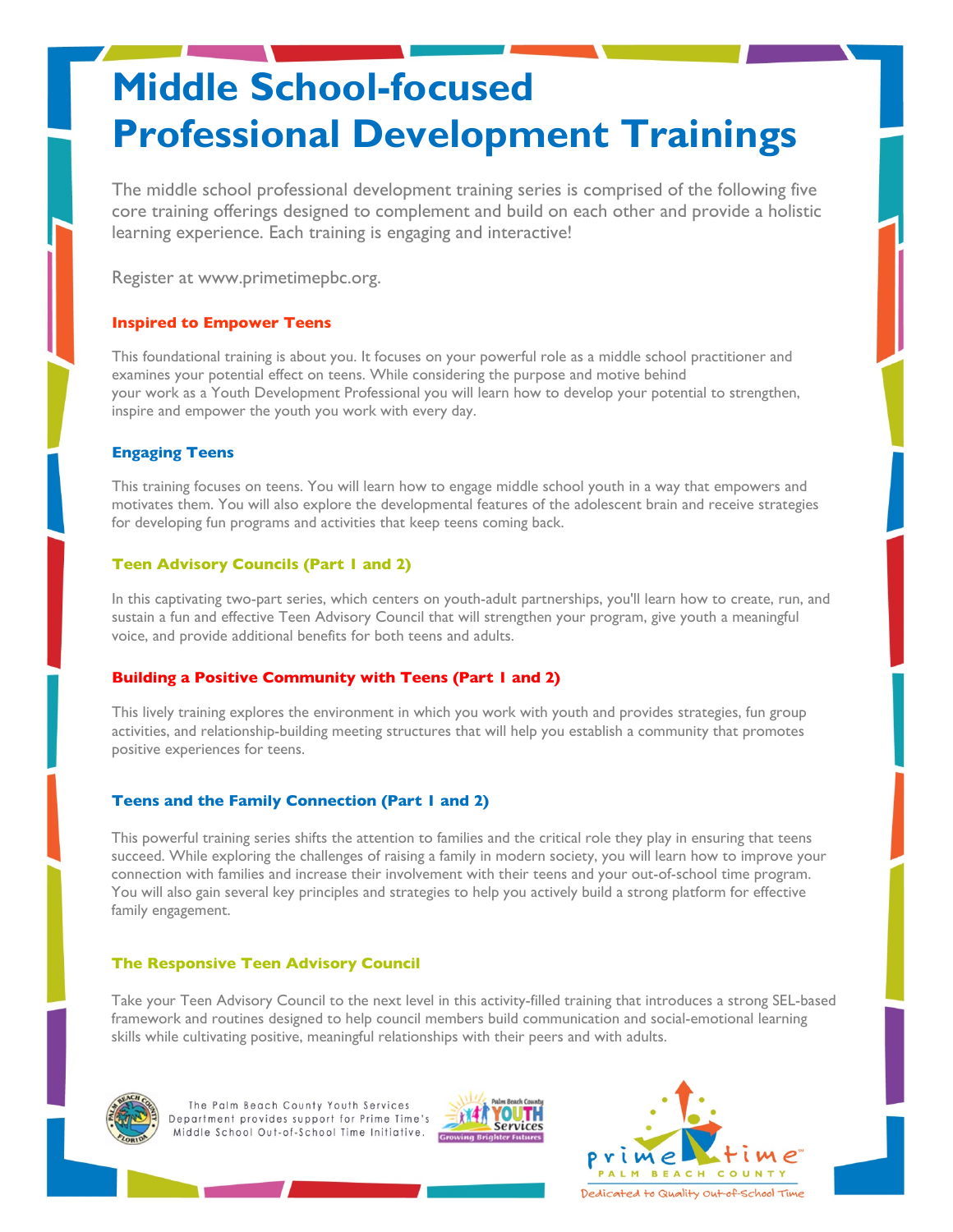# Middle School-focused Professional Development Trainings

The middle school professional development training series is comprised of the following five core training offerings designed to complement and build on each other and provide a holistic learning experience. Each training is engaging and interactive!

Register at www.primetimepbc.org.

### Inspired to Empower Teens

This foundational training is about you. It focuses on your powerful role as a middle school practitioner and examines your potential effect on teens. While considering the purpose and motive behind your work as a Youth Development Professional you will learn how to develop your potential to strengthen, inspire and empower the youth you work with every day.

### Engaging Teens

This training focuses on teens. You will learn how to engage middle school youth in a way that empowers and motivates them. You will also explore the developmental features of the adolescent brain and receive strategies for developing fun programs and activities that keep teens coming back.

### Teen Advisory Councils (Part 1 and 2)

In this captivating two-part series, which centers on youth-adult partnerships, you'll learn how to create, run, and sustain a fun and effective Teen Advisory Council that will strengthen your program, give youth a meaningful voice, and provide additional benefits for both teens and adults.

### Building a Positive Community with Teens (Part 1 and 2)

This lively training explores the environment in which you work with youth and provides strategies, fun group activities, and relationship-building meeting structures that will help you establish a community that promotes positive experiences for teens.

### Teens and the Family Connection (Part 1 and 2)

This powerful training series shifts the attention to families and the critical role they play in ensuring that teens succeed. While exploring the challenges of raising a family in modern society, you will learn how to improve your connection with families and increase their involvement with their teens and your out-of-school time program. You will also gain several key principles and strategies to help you actively build a strong platform for effective family engagement.

### The Responsive Teen Advisory Council

Take your Teen Advisory Council to the next level in this activity-filled training that introduces a strong SEL-based framework and routines designed to help council members build communication and social-emotional learning skills while cultivating positive, meaningful relationships with their peers and with adults.

The Palm Beach County Youth Services Department provides support for Prime Time's Middle School Out-of-School Time Initiative.

Palm Beach County YOUTH Services — Growing Brighter Futures

Prime Time Palm Beach County — Dedicated to Quality Out-of-School Time